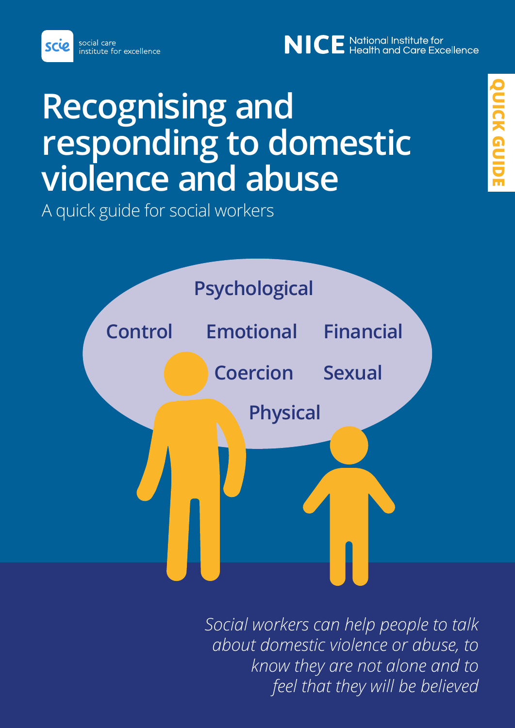social care institute for excellence

NICE National Institute for Health and Care Excellence

QUICK GUIDE

# Recognising and responding to domestic violence and abuse

A quick guide for social workers

Psychological

Control Emotional Financial

Coercion Sexual

Physical

*Social workers can help people to talk about domestic violence or abuse, to know they are not alone and to feel that they will be believed*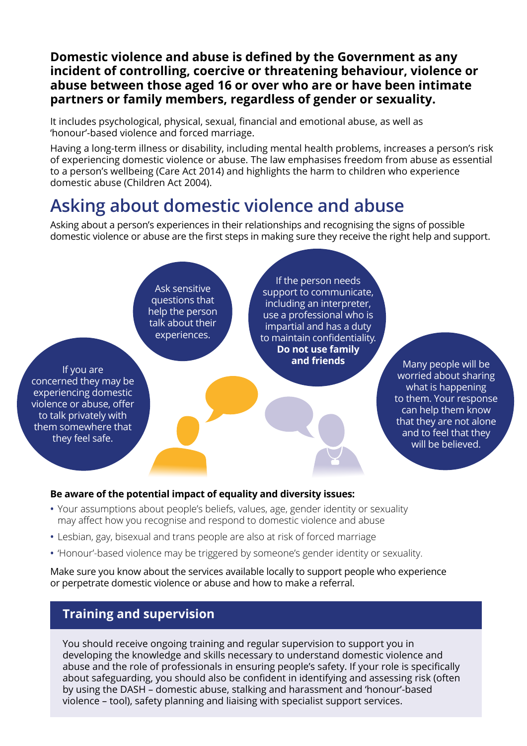**Domestic violence and abuse is defined by the Government as any incident of controlling, coercive or threatening behaviour, violence or abuse between those aged 16 or over who are or have been intimate partners or family members, regardless of gender or sexuality.**

It includes psychological, physical, sexual, financial and emotional abuse, as well as 'honour'-based violence and forced marriage.

Having a long-term illness or disability, including mental health problems, increases a person's risk of experiencing domestic violence or abuse. The law emphasises freedom from abuse as essential to a person's wellbeing (Care Act 2014) and highlights the harm to children who experience domestic abuse (Children Act 2004).

# Asking about domestic violence and abuse

Asking about a person's experiences in their relationships and recognising the signs of possible domestic violence or abuse are the first steps in making sure they receive the right help and support.

- If you are concerned they may be experiencing domestic violence or abuse, offer to talk privately with them somewhere that they feel safe.
- Ask sensitive questions that help the person talk about their experiences.
- If the person needs support to communicate, including an interpreter, use a professional who is impartial and has a duty to maintain confidentiality. **Do not use family and friends**
- Many people will be worried about sharing what is happening to them. Your response can help them know that they are not alone and to feel that they will be believed.

**Be aware of the potential impact of equality and diversity issues:**

- Your assumptions about people's beliefs, values, age, gender identity or sexuality may affect how you recognise and respond to domestic violence and abuse
- Lesbian, gay, bisexual and trans people are also at risk of forced marriage
- 'Honour'-based violence may be triggered by someone's gender identity or sexuality.

Make sure you know about the services available locally to support people who experience or perpetrate domestic violence or abuse and how to make a referral.

## Training and supervision

You should receive ongoing training and regular supervision to support you in developing the knowledge and skills necessary to understand domestic violence and abuse and the role of professionals in ensuring people's safety. If your role is specifically about safeguarding, you should also be confident in identifying and assessing risk (often by using the DASH – domestic abuse, stalking and harassment and 'honour'-based violence – tool), safety planning and liaising with specialist support services.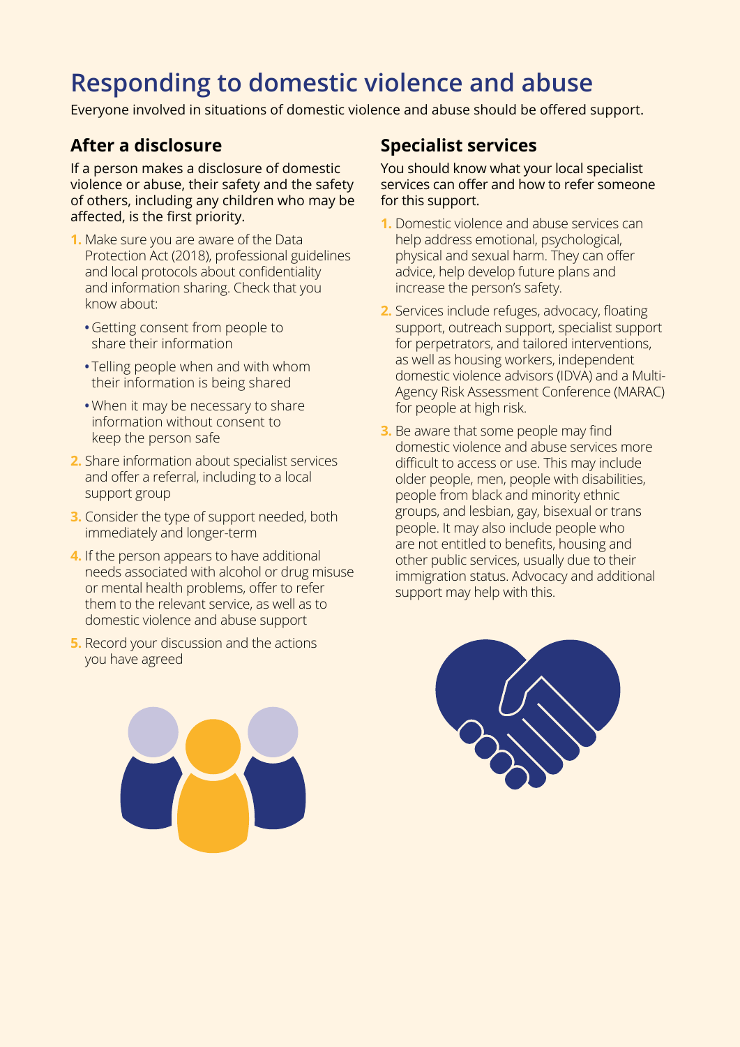# Responding to domestic violence and abuse

Everyone involved in situations of domestic violence and abuse should be offered support.

## After a disclosure

If a person makes a disclosure of domestic violence or abuse, their safety and the safety of others, including any children who may be affected, is the first priority.

1. Make sure you are aware of the Data Protection Act (2018), professional guidelines and local protocols about confidentiality and information sharing. Check that you know about:
   - Getting consent from people to share their information
   - Telling people when and with whom their information is being shared
   - When it may be necessary to share information without consent to keep the person safe
2. Share information about specialist services and offer a referral, including to a local support group
3. Consider the type of support needed, both immediately and longer-term
4. If the person appears to have additional needs associated with alcohol or drug misuse or mental health problems, offer to refer them to the relevant service, as well as to domestic violence and abuse support
5. Record your discussion and the actions you have agreed

## Specialist services

You should know what your local specialist services can offer and how to refer someone for this support.

1. Domestic violence and abuse services can help address emotional, psychological, physical and sexual harm. They can offer advice, help develop future plans and increase the person's safety.
2. Services include refuges, advocacy, floating support, outreach support, specialist support for perpetrators, and tailored interventions, as well as housing workers, independent domestic violence advisors (IDVA) and a Multi-Agency Risk Assessment Conference (MARAC) for people at high risk.
3. Be aware that some people may find domestic violence and abuse services more difficult to access or use. This may include older people, men, people with disabilities, people from black and minority ethnic groups, and lesbian, gay, bisexual or trans people. It may also include people who are not entitled to benefits, housing and other public services, usually due to their immigration status. Advocacy and additional support may help with this.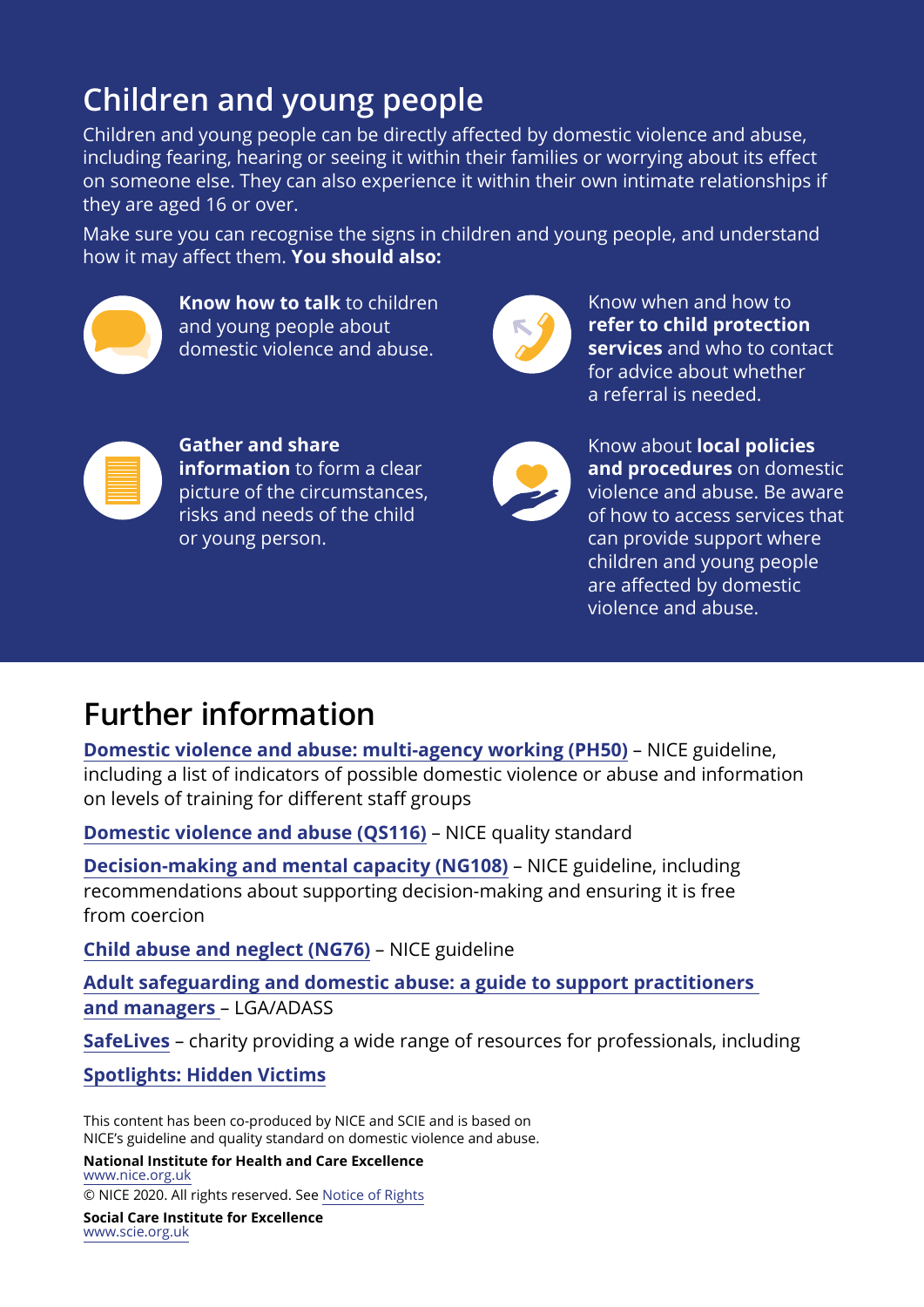## Children and young people

Children and young people can be directly affected by domestic violence and abuse, including fearing, hearing or seeing it within their families or worrying about its effect on someone else. They can also experience it within their own intimate relationships if they are aged 16 or over.

Make sure you can recognise the signs in children and young people, and understand how it may affect them. **You should also:**

- **Know how to talk** to children and young people about domestic violence and abuse.
- Know when and how to **refer to child protection services** and who to contact for advice about whether a referral is needed.
- **Gather and share information** to form a clear picture of the circumstances, risks and needs of the child or young person.
- Know about **local policies and procedures** on domestic violence and abuse. Be aware of how to access services that can provide support where children and young people are affected by domestic violence and abuse.

## Further information

**Domestic violence and abuse: multi-agency working (PH50)** – NICE guideline, including a list of indicators of possible domestic violence or abuse and information on levels of training for different staff groups

**Domestic violence and abuse (QS116)** – NICE quality standard

**Decision-making and mental capacity (NG108)** – NICE guideline, including recommendations about supporting decision-making and ensuring it is free from coercion

**Child abuse and neglect (NG76)** – NICE guideline

**Adult safeguarding and domestic abuse: a guide to support practitioners and managers** – LGA/ADASS

**SafeLives** – charity providing a wide range of resources for professionals, including **Spotlights: Hidden Victims**

This content has been co-produced by NICE and SCIE and is based on NICE's guideline and quality standard on domestic violence and abuse.

**National Institute for Health and Care Excellence**
www.nice.org.uk

© NICE 2020. All rights reserved. See Notice of Rights

**Social Care Institute for Excellence**
www.scie.org.uk